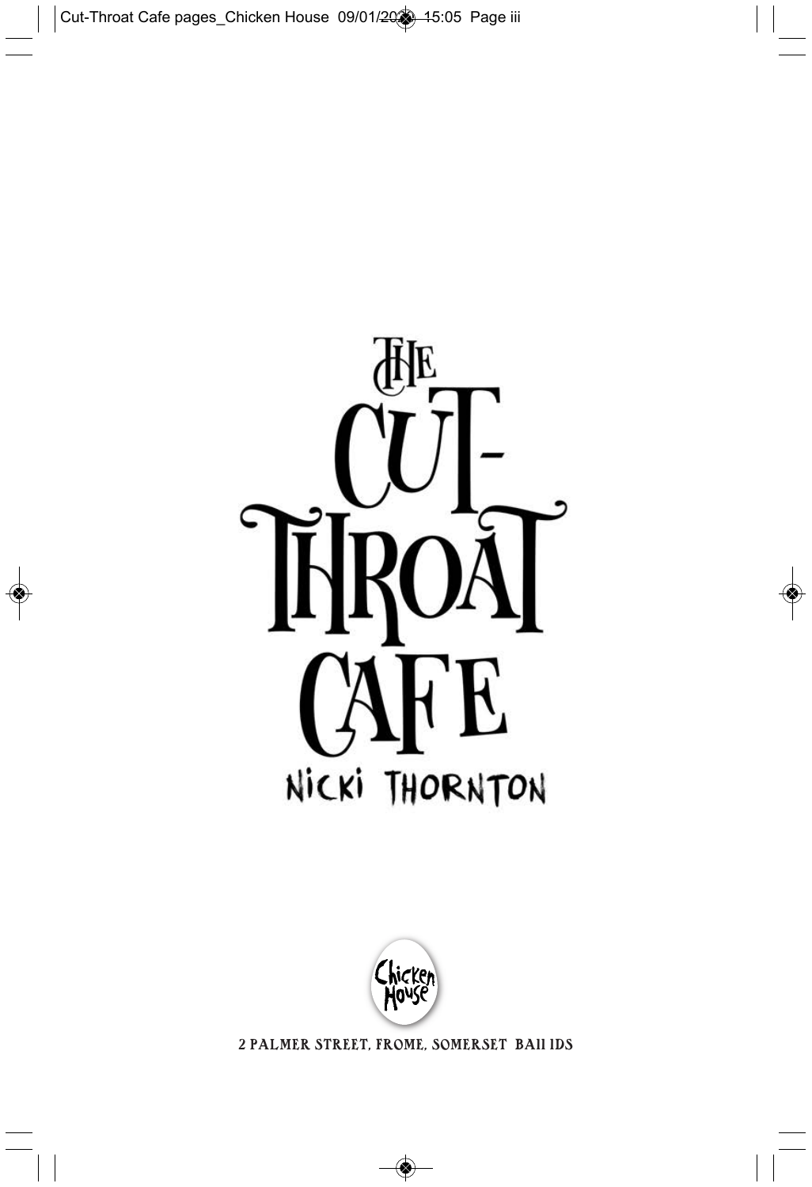# THE CUT-THROAT CAFE

NICKI THORNTON

Chicken House

2 PALMER STREET, FROME, SOMERSET BA11 1DS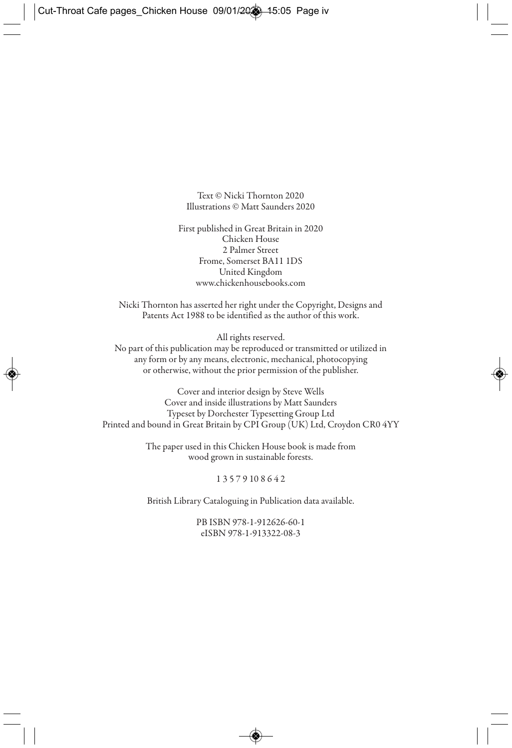Text © Nicki Thornton 2020
Illustrations © Matt Saunders 2020

First published in Great Britain in 2020
Chicken House
2 Palmer Street
Frome, Somerset BA11 1DS
United Kingdom
www.chickenhousebooks.com

Nicki Thornton has asserted her right under the Copyright, Designs and Patents Act 1988 to be identified as the author of this work.

All rights reserved.
No part of this publication may be reproduced or transmitted or utilized in any form or by any means, electronic, mechanical, photocopying or otherwise, without the prior permission of the publisher.

Cover and interior design by Steve Wells
Cover and inside illustrations by Matt Saunders
Typeset by Dorchester Typesetting Group Ltd
Printed and bound in Great Britain by CPI Group (UK) Ltd, Croydon CR0 4YY

The paper used in this Chicken House book is made from wood grown in sustainable forests.

1 3 5 7 9 10 8 6 4 2

British Library Cataloguing in Publication data available.

PB ISBN 978-1-912626-60-1
eISBN 978-1-913322-08-3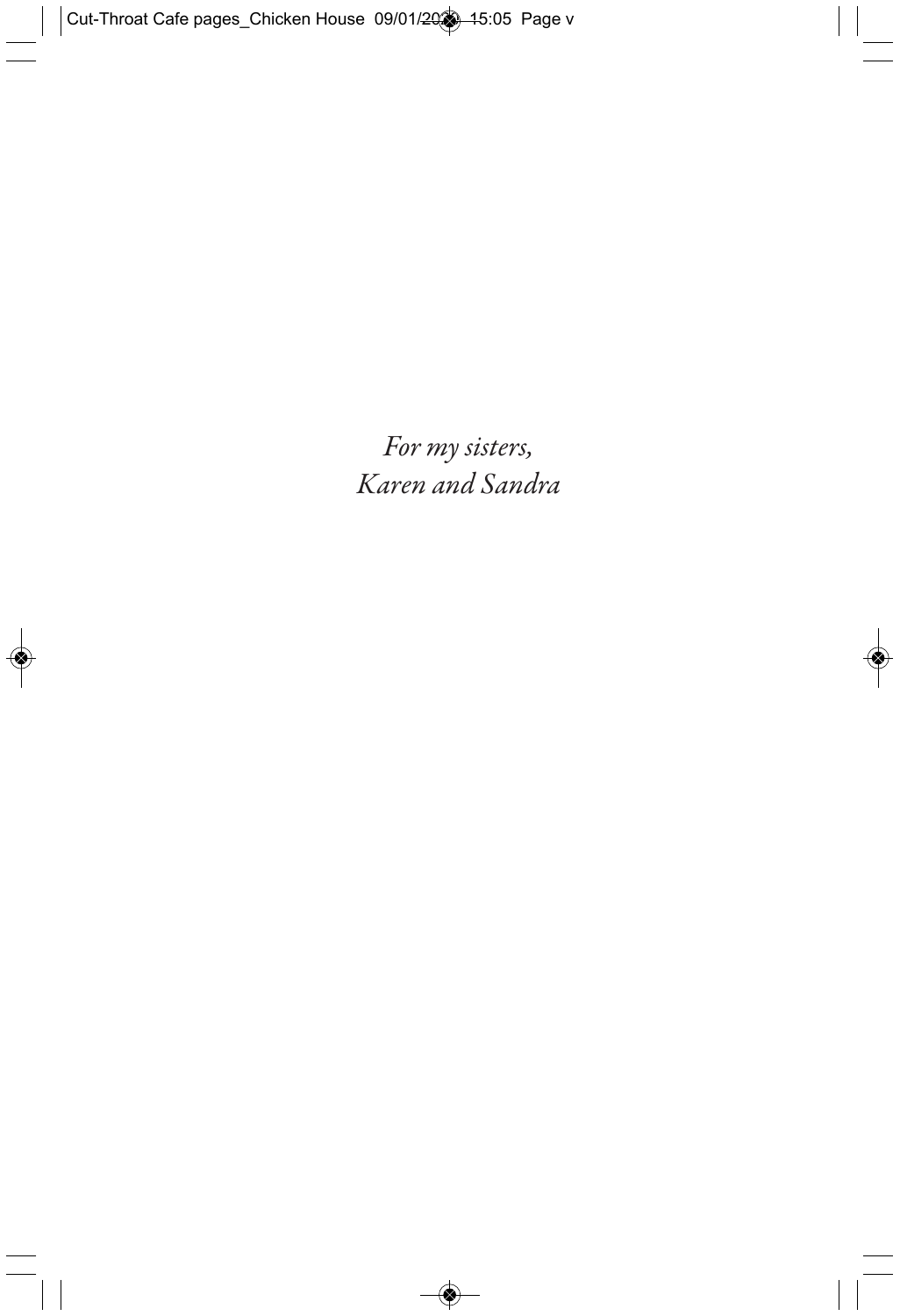*For my sisters,*
*Karen and Sandra*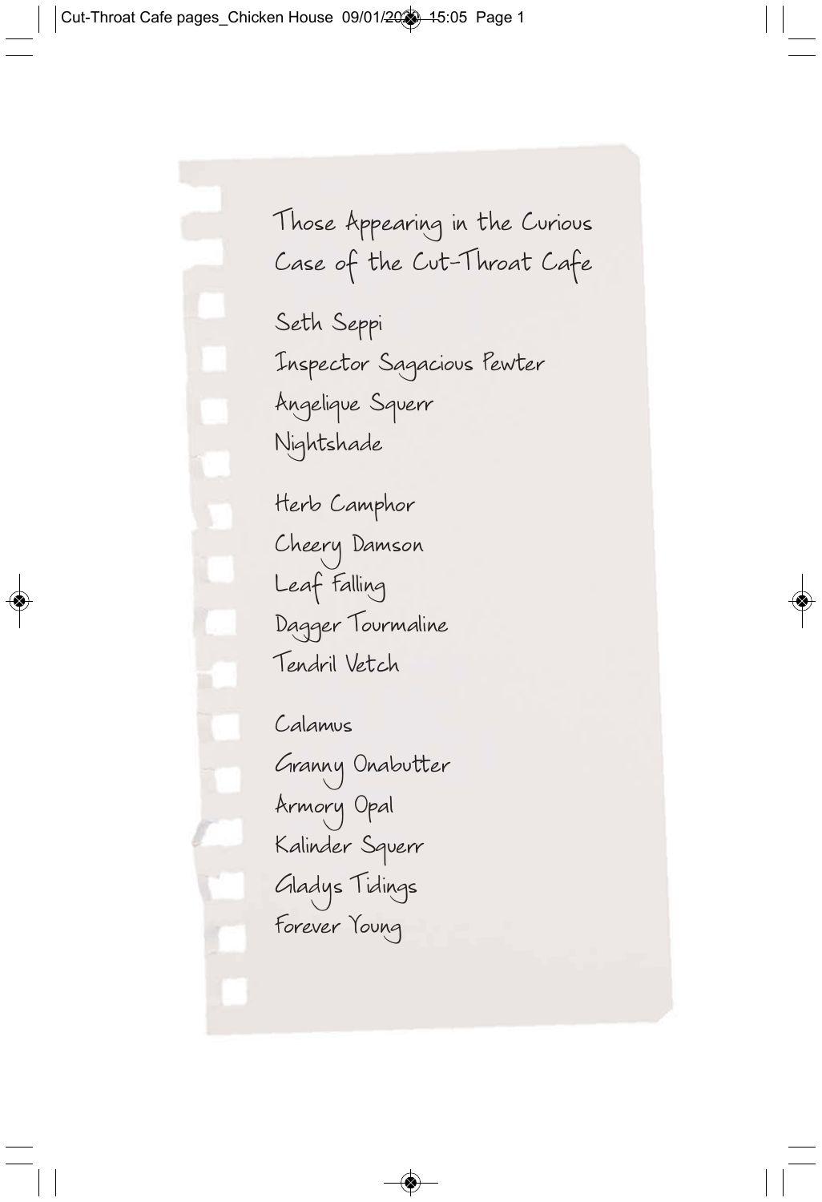# Those Appearing in the Curious Case of the Cut-Throat Cafe

Seth Seppi
Inspector Sagacious Pewter
Angelique Squerr
Nightshade

Herb Camphor
Cheery Damson
Leaf Falling
Dagger Tourmaline
Tendril Vetch

Calamus
Granny Onabutter
Armory Opal
Kalinder Squerr
Gladys Tidings
Forever Young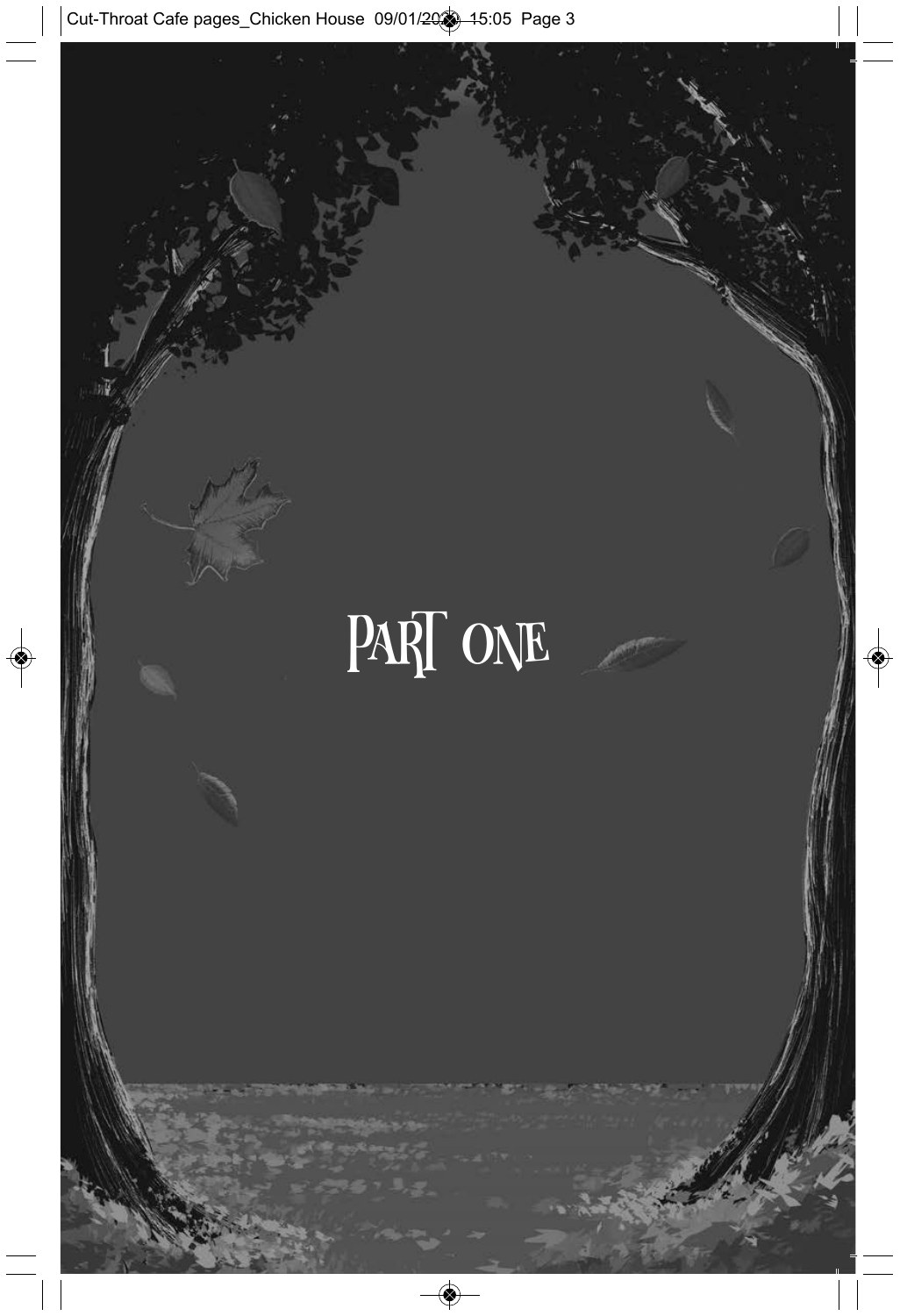# PART ONE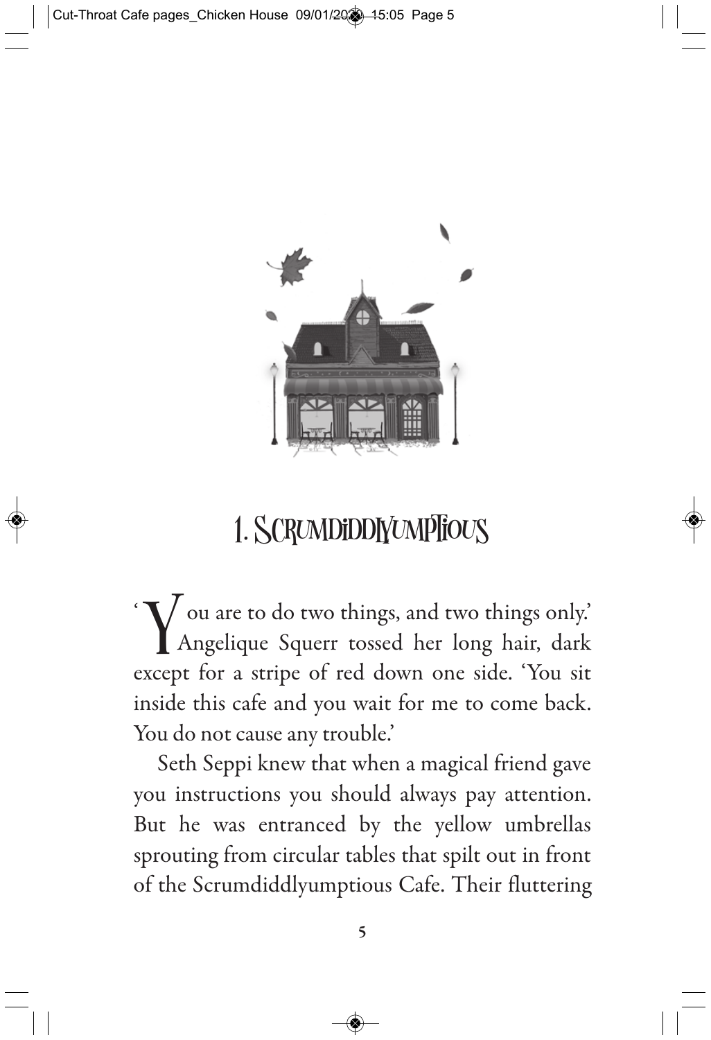# 1. Scrumdiddlyumptious

'You are to do two things, and two things only.' Angelique Squerr tossed her long hair, dark except for a stripe of red down one side. 'You sit inside this cafe and you wait for me to come back. You do not cause any trouble.'

Seth Seppi knew that when a magical friend gave you instructions you should always pay attention. But he was entranced by the yellow umbrellas sprouting from circular tables that spilt out in front of the Scrumdiddlyumptious Cafe. Their fluttering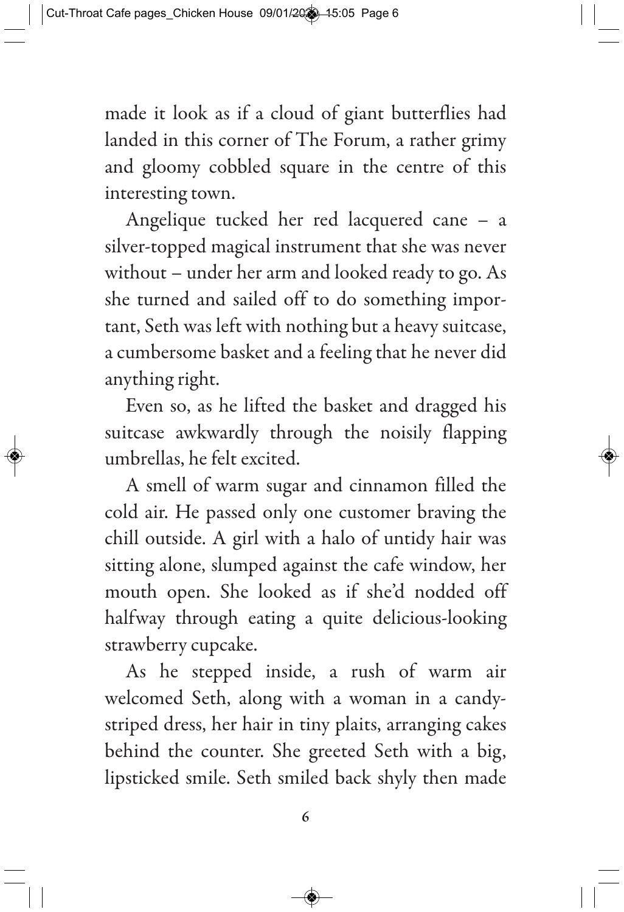made it look as if a cloud of giant butterflies had landed in this corner of The Forum, a rather grimy and gloomy cobbled square in the centre of this interesting town.

Angelique tucked her red lacquered cane – a silver-topped magical instrument that she was never without – under her arm and looked ready to go. As she turned and sailed off to do something important, Seth was left with nothing but a heavy suitcase, a cumbersome basket and a feeling that he never did anything right.

Even so, as he lifted the basket and dragged his suitcase awkwardly through the noisily flapping umbrellas, he felt excited.

A smell of warm sugar and cinnamon filled the cold air. He passed only one customer braving the chill outside. A girl with a halo of untidy hair was sitting alone, slumped against the cafe window, her mouth open. She looked as if she'd nodded off halfway through eating a quite delicious-looking strawberry cupcake.

As he stepped inside, a rush of warm air welcomed Seth, along with a woman in a candy-striped dress, her hair in tiny plaits, arranging cakes behind the counter. She greeted Seth with a big, lipsticked smile. Seth smiled back shyly then made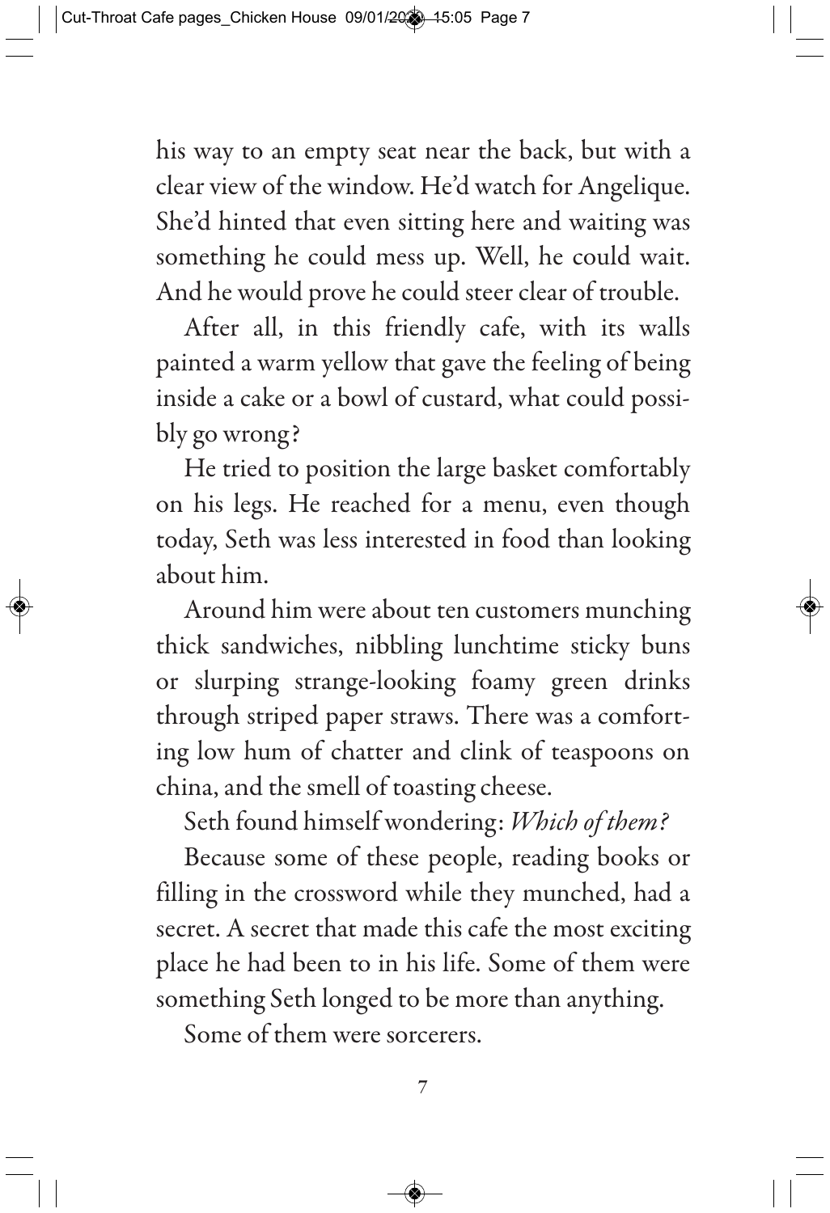his way to an empty seat near the back, but with a clear view of the window. He'd watch for Angelique. She'd hinted that even sitting here and waiting was something he could mess up. Well, he could wait. And he would prove he could steer clear of trouble.

After all, in this friendly cafe, with its walls painted a warm yellow that gave the feeling of being inside a cake or a bowl of custard, what could possibly go wrong?

He tried to position the large basket comfortably on his legs. He reached for a menu, even though today, Seth was less interested in food than looking about him.

Around him were about ten customers munching thick sandwiches, nibbling lunchtime sticky buns or slurping strange-looking foamy green drinks through striped paper straws. There was a comforting low hum of chatter and clink of teaspoons on china, and the smell of toasting cheese.

Seth found himself wondering: *Which of them?*

Because some of these people, reading books or filling in the crossword while they munched, had a secret. A secret that made this cafe the most exciting place he had been to in his life. Some of them were something Seth longed to be more than anything.

Some of them were sorcerers.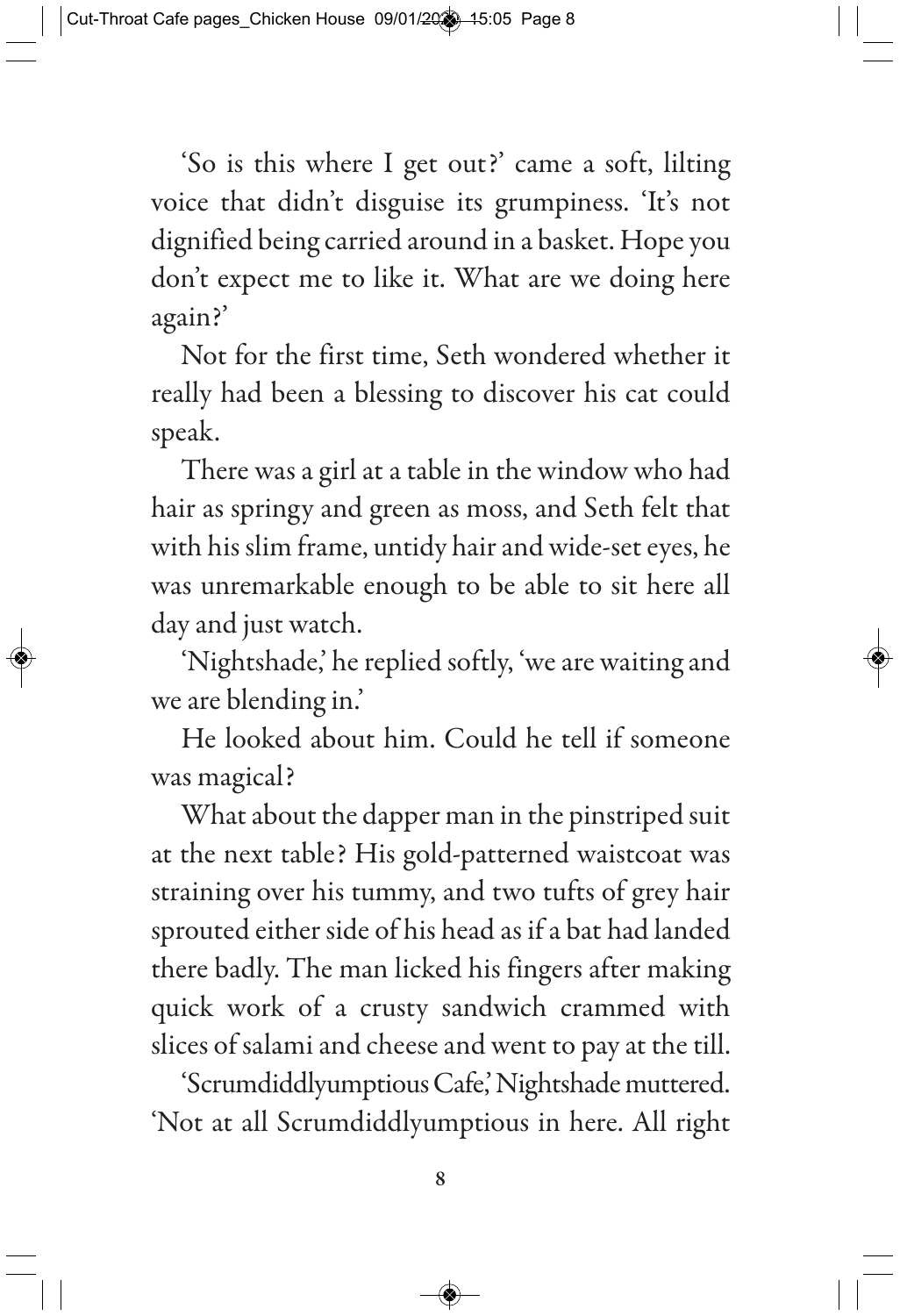'So is this where I get out?' came a soft, lilting voice that didn't disguise its grumpiness. 'It's not dignified being carried around in a basket. Hope you don't expect me to like it. What are we doing here again?'

Not for the first time, Seth wondered whether it really had been a blessing to discover his cat could speak.

There was a girl at a table in the window who had hair as springy and green as moss, and Seth felt that with his slim frame, untidy hair and wide-set eyes, he was unremarkable enough to be able to sit here all day and just watch.

'Nightshade,' he replied softly, 'we are waiting and we are blending in.'

He looked about him. Could he tell if someone was magical?

What about the dapper man in the pinstriped suit at the next table? His gold-patterned waistcoat was straining over his tummy, and two tufts of grey hair sprouted either side of his head as if a bat had landed there badly. The man licked his fingers after making quick work of a crusty sandwich crammed with slices of salami and cheese and went to pay at the till.

'Scrumdiddlyumptious Cafe,' Nightshade muttered. 'Not at all Scrumdiddlyumptious in here. All right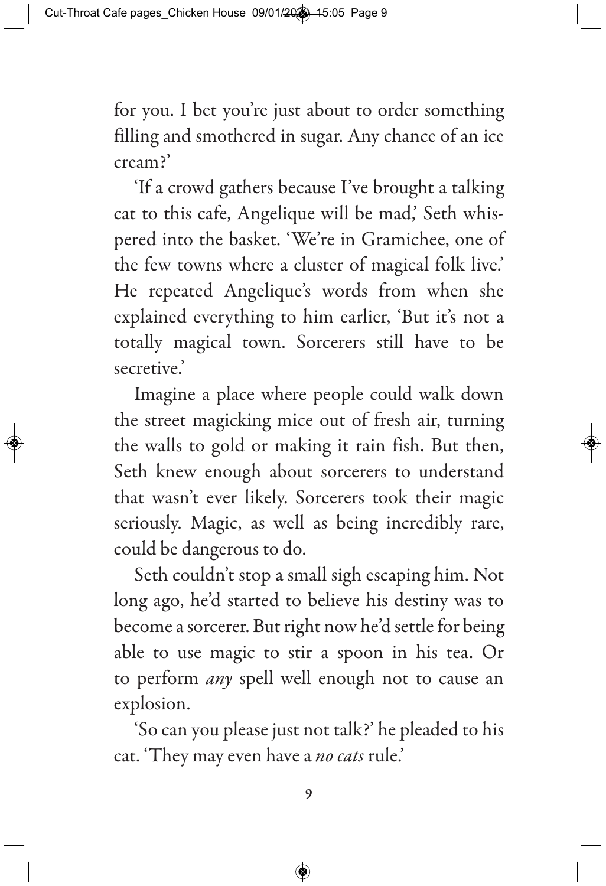for you. I bet you're just about to order something filling and smothered in sugar. Any chance of an ice cream?'

'If a crowd gathers because I've brought a talking cat to this cafe, Angelique will be mad,' Seth whispered into the basket. 'We're in Gramichee, one of the few towns where a cluster of magical folk live.' He repeated Angelique's words from when she explained everything to him earlier, 'But it's not a totally magical town. Sorcerers still have to be secretive.'

Imagine a place where people could walk down the street magicking mice out of fresh air, turning the walls to gold or making it rain fish. But then, Seth knew enough about sorcerers to understand that wasn't ever likely. Sorcerers took their magic seriously. Magic, as well as being incredibly rare, could be dangerous to do.

Seth couldn't stop a small sigh escaping him. Not long ago, he'd started to believe his destiny was to become a sorcerer. But right now he'd settle for being able to use magic to stir a spoon in his tea. Or to perform *any* spell well enough not to cause an explosion.

'So can you please just not talk?' he pleaded to his cat. 'They may even have a *no cats* rule.'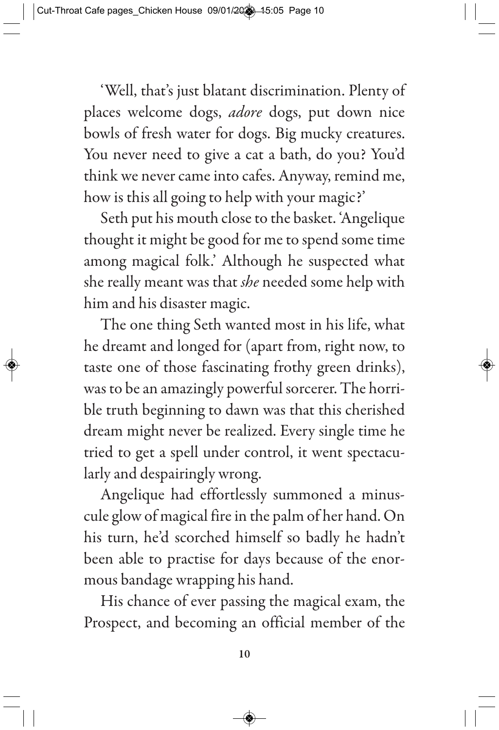'Well, that's just blatant discrimination. Plenty of places welcome dogs, *adore* dogs, put down nice bowls of fresh water for dogs. Big mucky creatures. You never need to give a cat a bath, do you? You'd think we never came into cafes. Anyway, remind me, how is this all going to help with your magic?'

Seth put his mouth close to the basket. 'Angelique thought it might be good for me to spend some time among magical folk.' Although he suspected what she really meant was that *she* needed some help with him and his disaster magic.

The one thing Seth wanted most in his life, what he dreamt and longed for (apart from, right now, to taste one of those fascinating frothy green drinks), was to be an amazingly powerful sorcerer. The horrible truth beginning to dawn was that this cherished dream might never be realized. Every single time he tried to get a spell under control, it went spectacularly and despairingly wrong.

Angelique had effortlessly summoned a minuscule glow of magical fire in the palm of her hand. On his turn, he'd scorched himself so badly he hadn't been able to practise for days because of the enormous bandage wrapping his hand.

His chance of ever passing the magical exam, the Prospect, and becoming an official member of the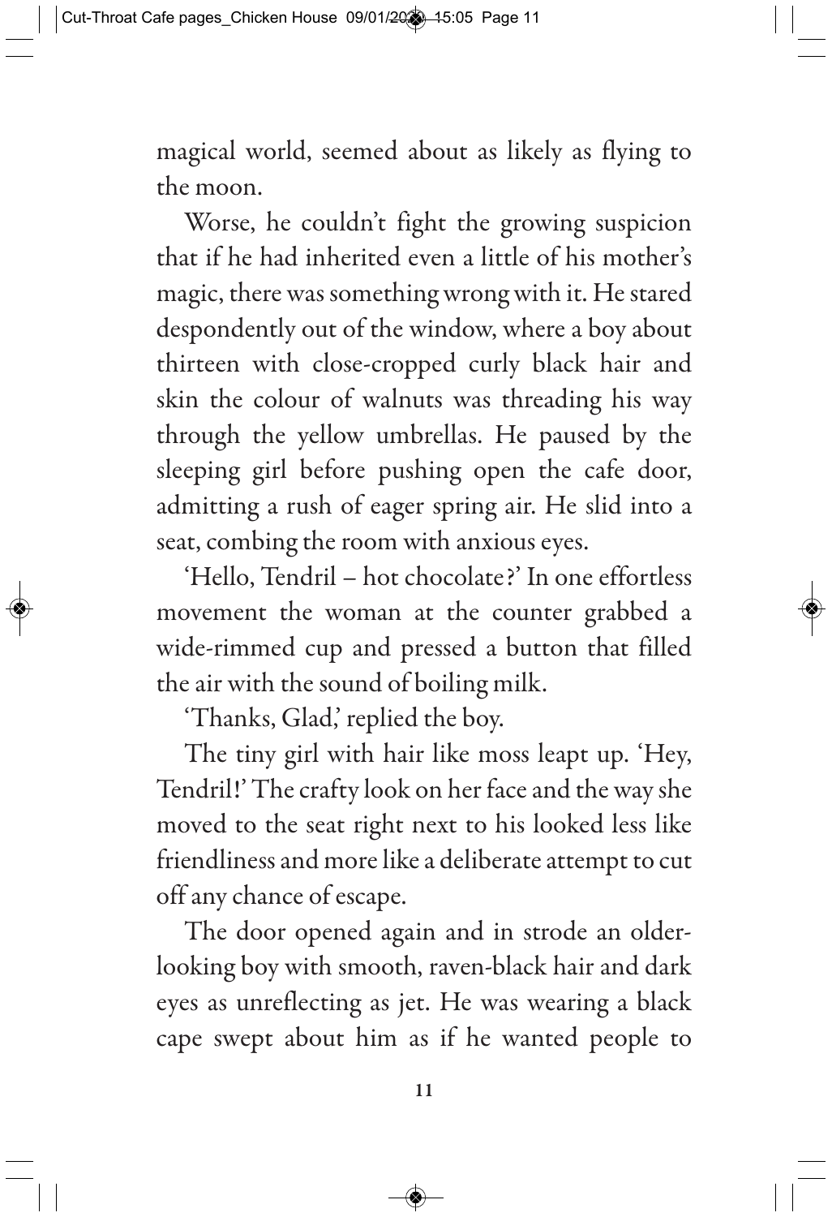magical world, seemed about as likely as flying to the moon.

Worse, he couldn't fight the growing suspicion that if he had inherited even a little of his mother's magic, there was something wrong with it. He stared despondently out of the window, where a boy about thirteen with close-cropped curly black hair and skin the colour of walnuts was threading his way through the yellow umbrellas. He paused by the sleeping girl before pushing open the cafe door, admitting a rush of eager spring air. He slid into a seat, combing the room with anxious eyes.

'Hello, Tendril – hot chocolate?' In one effortless movement the woman at the counter grabbed a wide-rimmed cup and pressed a button that filled the air with the sound of boiling milk.

'Thanks, Glad,' replied the boy.

The tiny girl with hair like moss leapt up. 'Hey, Tendril!' The crafty look on her face and the way she moved to the seat right next to his looked less like friendliness and more like a deliberate attempt to cut off any chance of escape.

The door opened again and in strode an older-looking boy with smooth, raven-black hair and dark eyes as unreflecting as jet. He was wearing a black cape swept about him as if he wanted people to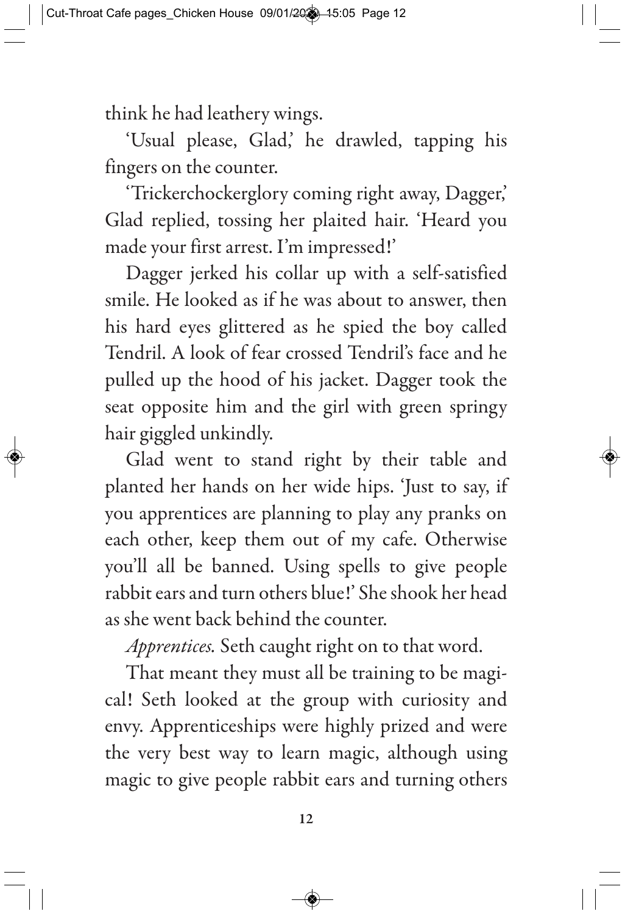think he had leathery wings.

'Usual please, Glad,' he drawled, tapping his fingers on the counter.

'Trickerchockerglory coming right away, Dagger,' Glad replied, tossing her plaited hair. 'Heard you made your first arrest. I'm impressed!'

Dagger jerked his collar up with a self-satisfied smile. He looked as if he was about to answer, then his hard eyes glittered as he spied the boy called Tendril. A look of fear crossed Tendril's face and he pulled up the hood of his jacket. Dagger took the seat opposite him and the girl with green springy hair giggled unkindly.

Glad went to stand right by their table and planted her hands on her wide hips. 'Just to say, if you apprentices are planning to play any pranks on each other, keep them out of my cafe. Otherwise you'll all be banned. Using spells to give people rabbit ears and turn others blue!' She shook her head as she went back behind the counter.

*Apprentices.* Seth caught right on to that word.

That meant they must all be training to be magical! Seth looked at the group with curiosity and envy. Apprenticeships were highly prized and were the very best way to learn magic, although using magic to give people rabbit ears and turning others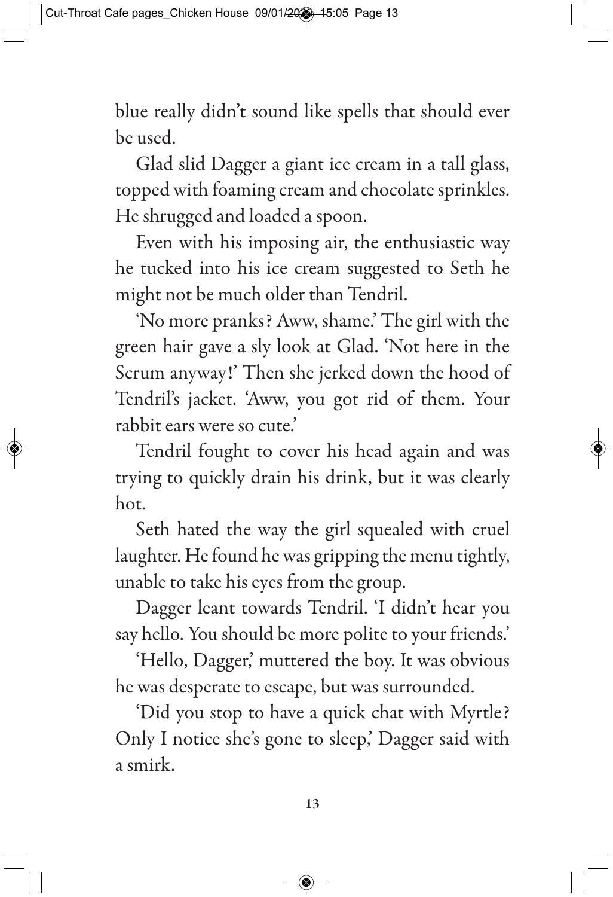blue really didn't sound like spells that should ever be used.

Glad slid Dagger a giant ice cream in a tall glass, topped with foaming cream and chocolate sprinkles. He shrugged and loaded a spoon.

Even with his imposing air, the enthusiastic way he tucked into his ice cream suggested to Seth he might not be much older than Tendril.

'No more pranks? Aww, shame.' The girl with the green hair gave a sly look at Glad. 'Not here in the Scrum anyway!' Then she jerked down the hood of Tendril's jacket. 'Aww, you got rid of them. Your rabbit ears were so cute.'

Tendril fought to cover his head again and was trying to quickly drain his drink, but it was clearly hot.

Seth hated the way the girl squealed with cruel laughter. He found he was gripping the menu tightly, unable to take his eyes from the group.

Dagger leant towards Tendril. 'I didn't hear you say hello. You should be more polite to your friends.'

'Hello, Dagger,' muttered the boy. It was obvious he was desperate to escape, but was surrounded.

'Did you stop to have a quick chat with Myrtle? Only I notice she's gone to sleep,' Dagger said with a smirk.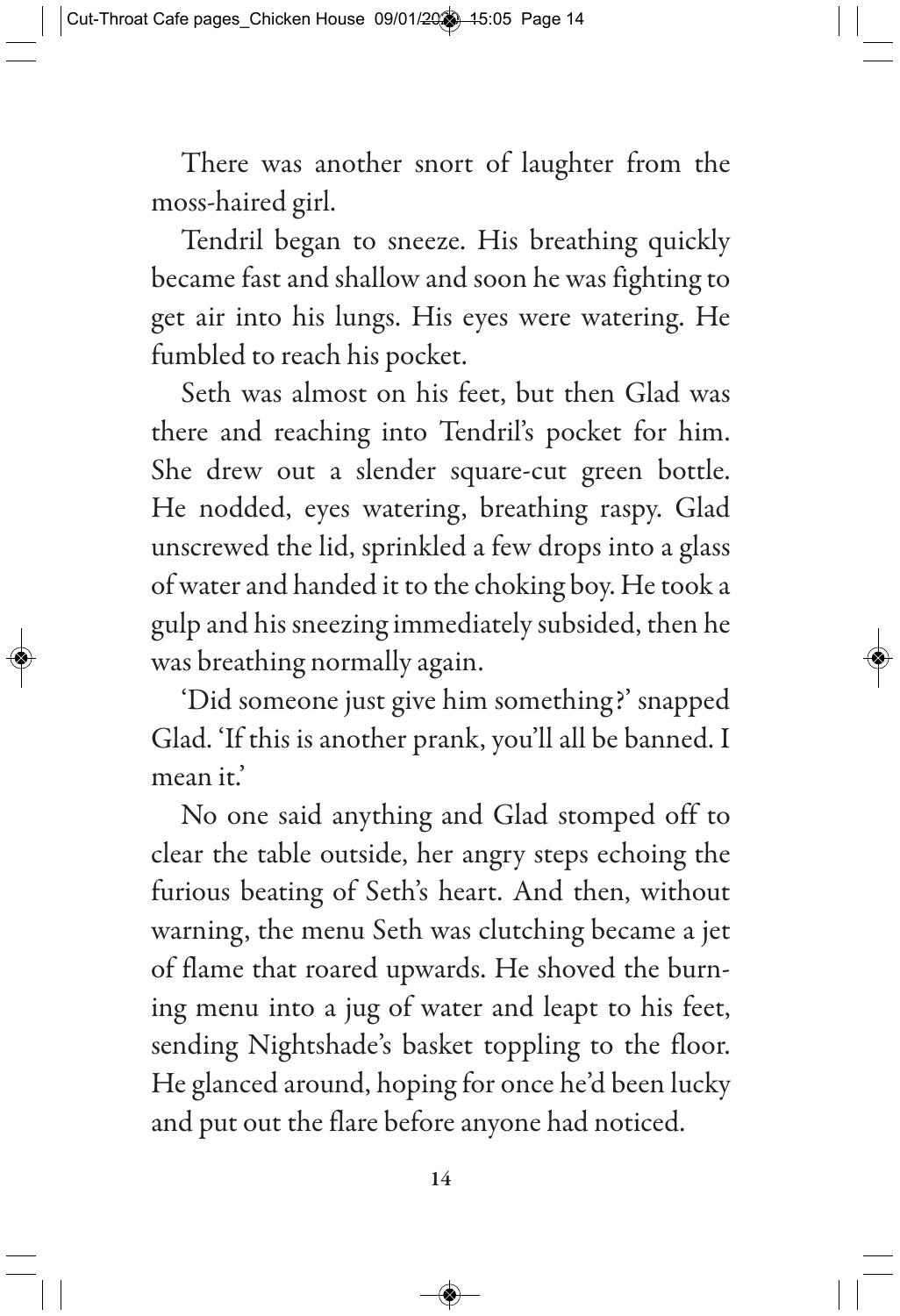There was another snort of laughter from the moss-haired girl.

Tendril began to sneeze. His breathing quickly became fast and shallow and soon he was fighting to get air into his lungs. His eyes were watering. He fumbled to reach his pocket.

Seth was almost on his feet, but then Glad was there and reaching into Tendril's pocket for him. She drew out a slender square-cut green bottle. He nodded, eyes watering, breathing raspy. Glad unscrewed the lid, sprinkled a few drops into a glass of water and handed it to the choking boy. He took a gulp and his sneezing immediately subsided, then he was breathing normally again.

'Did someone just give him something?' snapped Glad. 'If this is another prank, you'll all be banned. I mean it.'

No one said anything and Glad stomped off to clear the table outside, her angry steps echoing the furious beating of Seth's heart. And then, without warning, the menu Seth was clutching became a jet of flame that roared upwards. He shoved the burning menu into a jug of water and leapt to his feet, sending Nightshade's basket toppling to the floor. He glanced around, hoping for once he'd been lucky and put out the flare before anyone had noticed.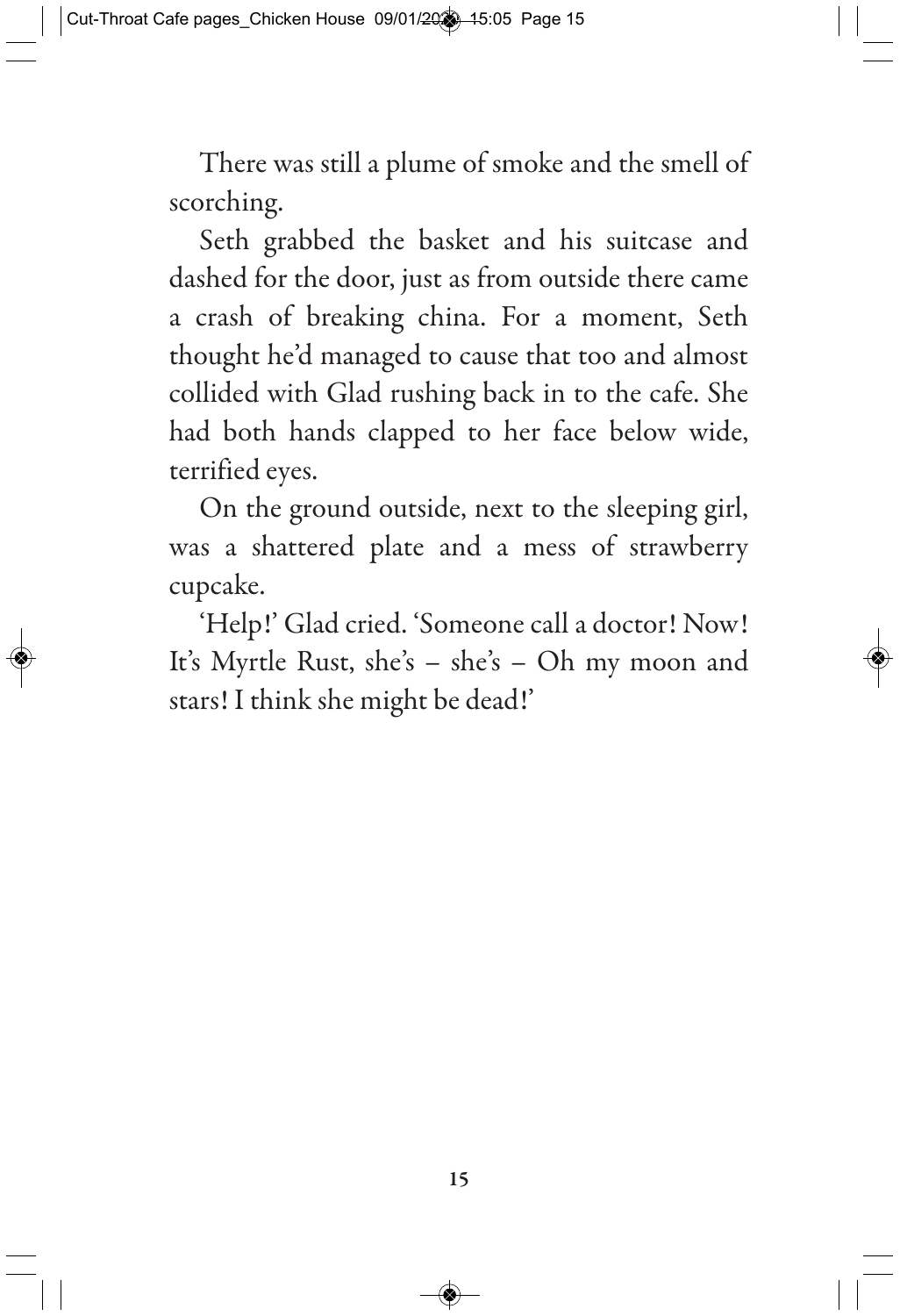There was still a plume of smoke and the smell of scorching.

Seth grabbed the basket and his suitcase and dashed for the door, just as from outside there came a crash of breaking china. For a moment, Seth thought he'd managed to cause that too and almost collided with Glad rushing back in to the cafe. She had both hands clapped to her face below wide, terrified eyes.

On the ground outside, next to the sleeping girl, was a shattered plate and a mess of strawberry cupcake.

'Help!' Glad cried. 'Someone call a doctor! Now! It's Myrtle Rust, she's – she's – Oh my moon and stars! I think she might be dead!'